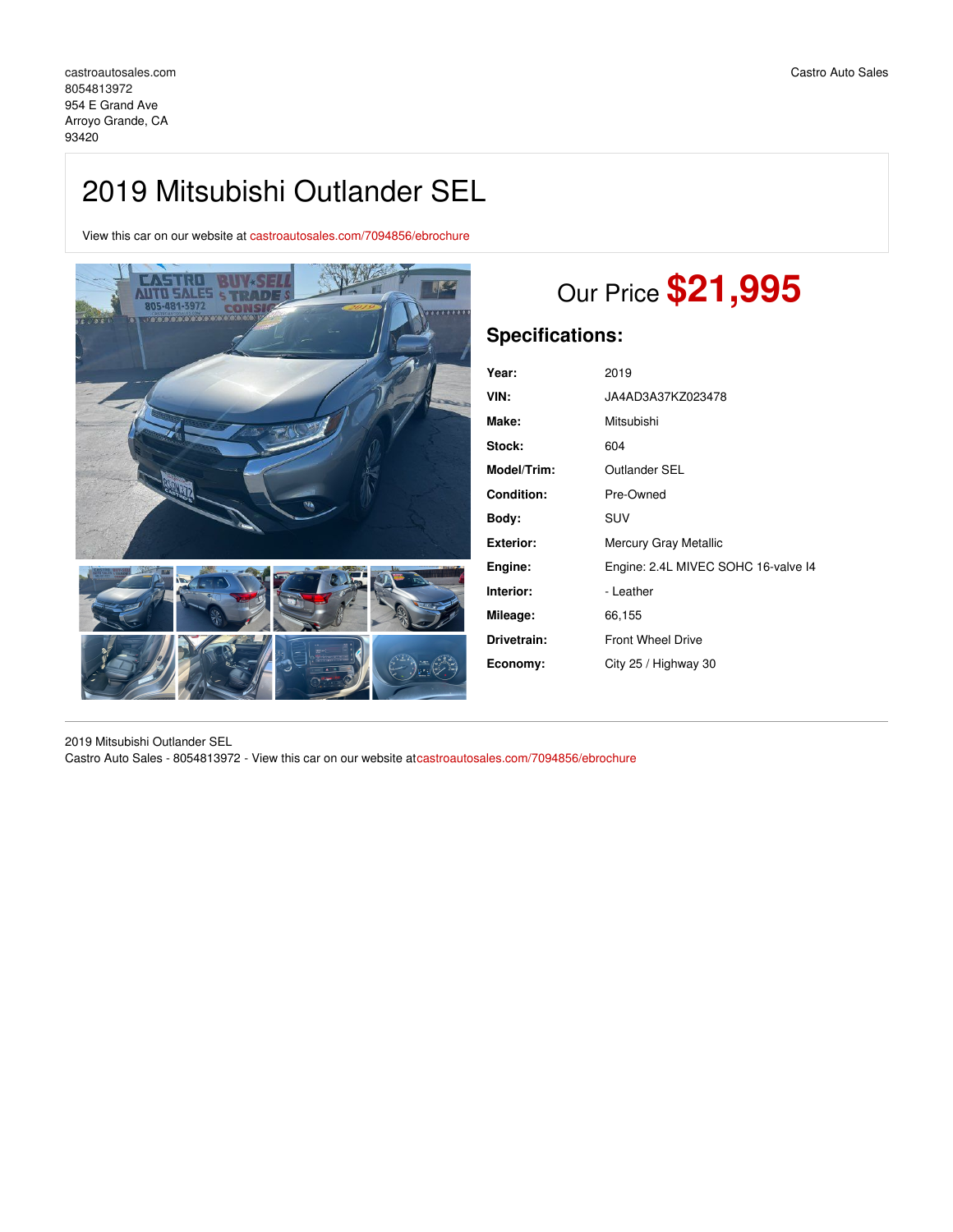castroautosales.com
8054813972
954 E Grand Ave
Arroyo Grande, CA
93420

Castro Auto Sales

# 2019 Mitsubishi Outlander SEL

View this car on our website at castroautosales.com/7094856/ebrochure

Our Price **$21,995**

## Specifications:

| | |
|---|---|
| **Year:** | 2019 |
| **VIN:** | JA4AD3A37KZ023478 |
| **Make:** | Mitsubishi |
| **Stock:** | 604 |
| **Model/Trim:** | Outlander SEL |
| **Condition:** | Pre-Owned |
| **Body:** | SUV |
| **Exterior:** | Mercury Gray Metallic |
| **Engine:** | Engine: 2.4L MIVEC SOHC 16-valve I4 |
| **Interior:** | - Leather |
| **Mileage:** | 66,155 |
| **Drivetrain:** | Front Wheel Drive |
| **Economy:** | City 25 / Highway 30 |

2019 Mitsubishi Outlander SEL
Castro Auto Sales - 8054813972 - View this car on our website atcastroautosales.com/7094856/ebrochure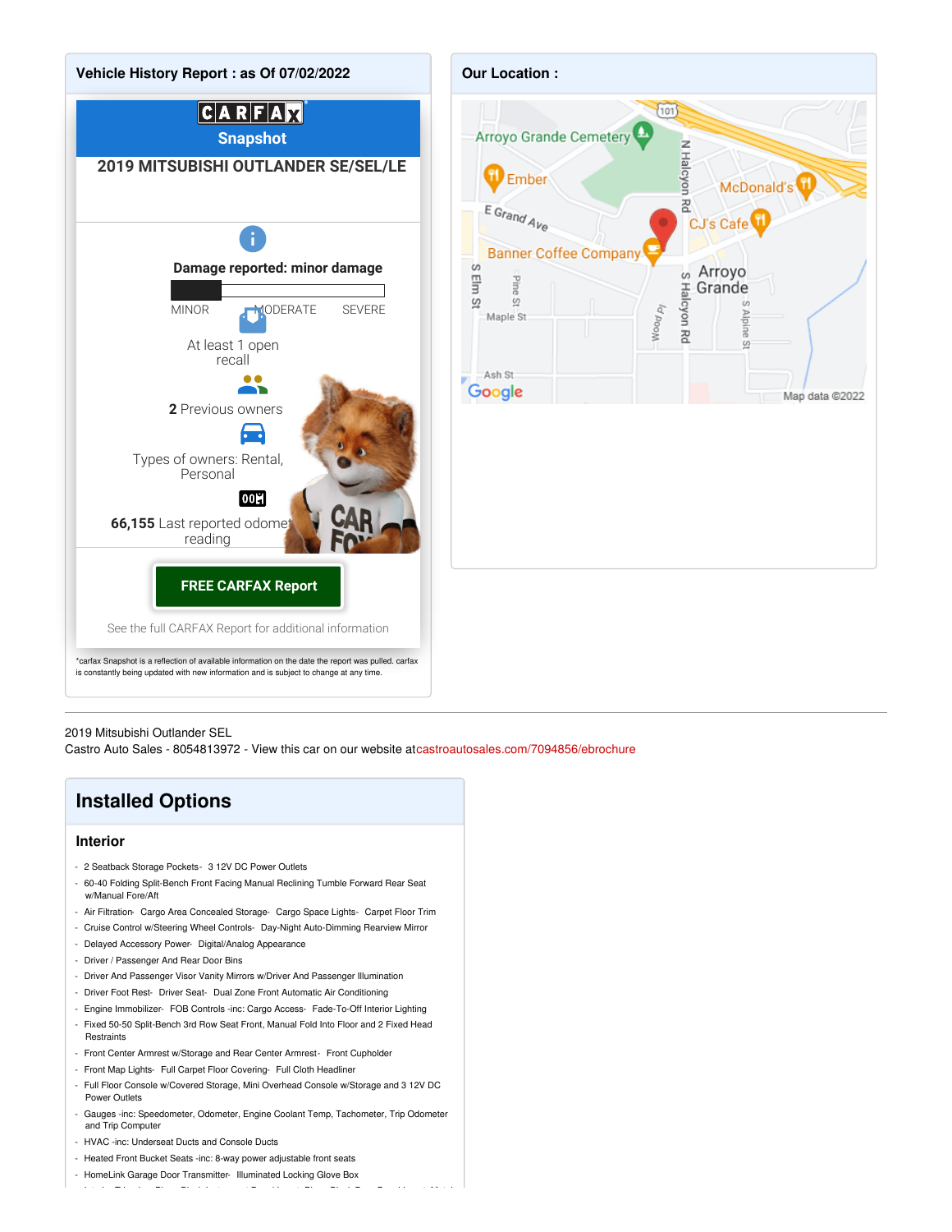## Vehicle History Report : as Of 07/02/2022

CARFAX

Snapshot

**2019 MITSUBISHI OUTLANDER SE/SEL/LE**

**Damage reported: minor damage**

MINOR MODERATE SEVERE

At least 1 open recall

**2** Previous owners

Types of owners: Rental, Personal

**66,155** Last reported odometer reading

**FREE CARFAX Report**

See the full CARFAX Report for additional information

*carfax Snapshot is a reflection of available information on the date the report was pulled. carfax is constantly being updated with new information and is subject to change at any time.

## Our Location :

Arroyo Grande Cemetery, Ember, McDonald's, CJ's Cafe, E Grand Ave, Banner Coffee Company, Arroyo Grande, N Halcyon Rd, S Halcyon Rd, S Elm St, Pine St, Maple St, Wood Pl, S Alpine St, Ash St, 101

Google Map data ©2022

---

2019 Mitsubishi Outlander SEL

Castro Auto Sales - 8054813972 - View this car on our website at castroautosales.com/7094856/ebrochure

# Installed Options

### Interior

- 2 Seatback Storage Pockets- 3 12V DC Power Outlets
- 60-40 Folding Split-Bench Front Facing Manual Reclining Tumble Forward Rear Seat w/Manual Fore/Aft
- Air Filtration- Cargo Area Concealed Storage- Cargo Space Lights- Carpet Floor Trim
- Cruise Control w/Steering Wheel Controls- Day-Night Auto-Dimming Rearview Mirror
- Delayed Accessory Power- Digital/Analog Appearance
- Driver / Passenger And Rear Door Bins
- Driver And Passenger Visor Vanity Mirrors w/Driver And Passenger Illumination
- Driver Foot Rest- Driver Seat- Dual Zone Front Automatic Air Conditioning
- Engine Immobilizer- FOB Controls -inc: Cargo Access- Fade-To-Off Interior Lighting
- Fixed 50-50 Split-Bench 3rd Row Seat Front, Manual Fold Into Floor and 2 Fixed Head Restraints
- Front Center Armrest w/Storage and Rear Center Armrest- Front Cupholder
- Front Map Lights- Full Carpet Floor Covering- Full Cloth Headliner
- Full Floor Console w/Covered Storage, Mini Overhead Console w/Storage and 3 12V DC Power Outlets
- Gauges -inc: Speedometer, Odometer, Engine Coolant Temp, Tachometer, Trip Odometer and Trip Computer
- HVAC -inc: Underseat Ducts and Console Ducts
- Heated Front Bucket Seats -inc: 8-way power adjustable front seats
- HomeLink Garage Door Transmitter- Illuminated Locking Glove Box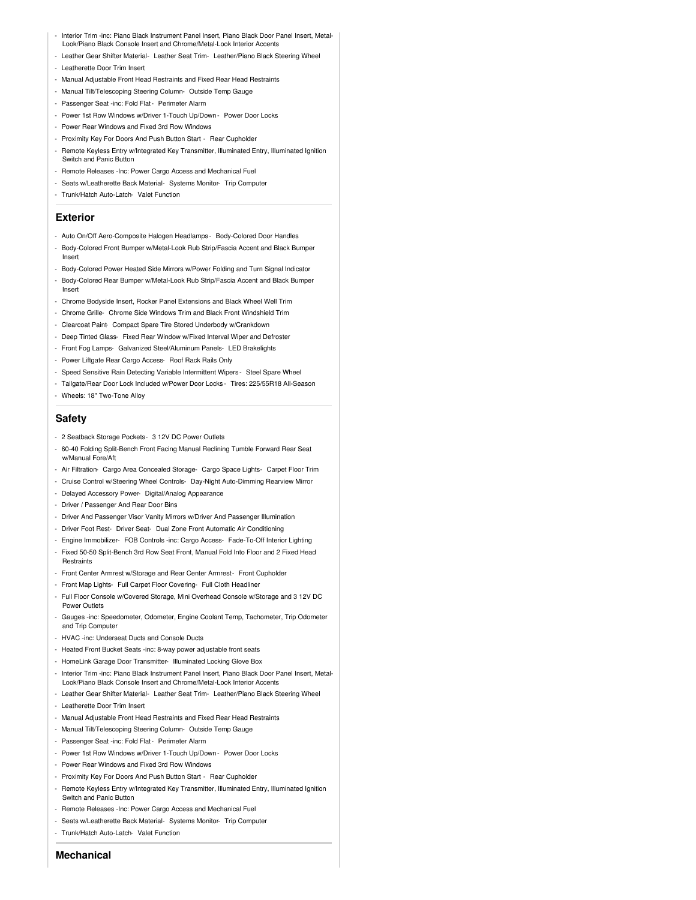- Interior Trim -inc: Piano Black Instrument Panel Insert, Piano Black Door Panel Insert, Metal-Look/Piano Black Console Insert and Chrome/Metal-Look Interior Accents
- Leather Gear Shifter Material- Leather Seat Trim- Leather/Piano Black Steering Wheel
- Leatherette Door Trim Insert
- Manual Adjustable Front Head Restraints and Fixed Rear Head Restraints
- Manual Tilt/Telescoping Steering Column- Outside Temp Gauge
- Passenger Seat -inc: Fold Flat - Perimeter Alarm
- Power 1st Row Windows w/Driver 1-Touch Up/Down - Power Door Locks
- Power Rear Windows and Fixed 3rd Row Windows
- Proximity Key For Doors And Push Button Start - Rear Cupholder
- Remote Keyless Entry w/Integrated Key Transmitter, Illuminated Entry, Illuminated Ignition Switch and Panic Button
- Remote Releases -Inc: Power Cargo Access and Mechanical Fuel
- Seats w/Leatherette Back Material- Systems Monitor- Trip Computer
- Trunk/Hatch Auto-Latch- Valet Function

## Exterior

- Auto On/Off Aero-Composite Halogen Headlamps - Body-Colored Door Handles
- Body-Colored Front Bumper w/Metal-Look Rub Strip/Fascia Accent and Black Bumper Insert
- Body-Colored Power Heated Side Mirrors w/Power Folding and Turn Signal Indicator
- Body-Colored Rear Bumper w/Metal-Look Rub Strip/Fascia Accent and Black Bumper Insert
- Chrome Bodyside Insert, Rocker Panel Extensions and Black Wheel Well Trim
- Chrome Grille- Chrome Side Windows Trim and Black Front Windshield Trim
- Clearcoat Paint- Compact Spare Tire Stored Underbody w/Crankdown
- Deep Tinted Glass- Fixed Rear Window w/Fixed Interval Wiper and Defroster
- Front Fog Lamps- Galvanized Steel/Aluminum Panels- LED Brakelights
- Power Liftgate Rear Cargo Access- Roof Rack Rails Only
- Speed Sensitive Rain Detecting Variable Intermittent Wipers - Steel Spare Wheel
- Tailgate/Rear Door Lock Included w/Power Door Locks - Tires: 225/55R18 All-Season
- Wheels: 18" Two-Tone Alloy

## Safety

- 2 Seatback Storage Pockets- 3 12V DC Power Outlets
- 60-40 Folding Split-Bench Front Facing Manual Reclining Tumble Forward Rear Seat w/Manual Fore/Aft
- Air Filtration- Cargo Area Concealed Storage- Cargo Space Lights- Carpet Floor Trim
- Cruise Control w/Steering Wheel Controls- Day-Night Auto-Dimming Rearview Mirror
- Delayed Accessory Power- Digital/Analog Appearance
- Driver / Passenger And Rear Door Bins
- Driver And Passenger Visor Vanity Mirrors w/Driver And Passenger Illumination
- Driver Foot Rest- Driver Seat- Dual Zone Front Automatic Air Conditioning
- Engine Immobilizer- FOB Controls -inc: Cargo Access- Fade-To-Off Interior Lighting
- Fixed 50-50 Split-Bench 3rd Row Seat Front, Manual Fold Into Floor and 2 Fixed Head Restraints
- Front Center Armrest w/Storage and Rear Center Armrest - Front Cupholder
- Front Map Lights- Full Carpet Floor Covering- Full Cloth Headliner
- Full Floor Console w/Covered Storage, Mini Overhead Console w/Storage and 3 12V DC Power Outlets
- Gauges -inc: Speedometer, Odometer, Engine Coolant Temp, Tachometer, Trip Odometer and Trip Computer
- HVAC -inc: Underseat Ducts and Console Ducts
- Heated Front Bucket Seats -inc: 8-way power adjustable front seats
- HomeLink Garage Door Transmitter- Illuminated Locking Glove Box
- Interior Trim -inc: Piano Black Instrument Panel Insert, Piano Black Door Panel Insert, Metal-Look/Piano Black Console Insert and Chrome/Metal-Look Interior Accents
- Leather Gear Shifter Material- Leather Seat Trim- Leather/Piano Black Steering Wheel
- Leatherette Door Trim Insert
- Manual Adjustable Front Head Restraints and Fixed Rear Head Restraints
- Manual Tilt/Telescoping Steering Column- Outside Temp Gauge
- Passenger Seat -inc: Fold Flat - Perimeter Alarm
- Power 1st Row Windows w/Driver 1-Touch Up/Down - Power Door Locks
- Power Rear Windows and Fixed 3rd Row Windows
- Proximity Key For Doors And Push Button Start - Rear Cupholder
- Remote Keyless Entry w/Integrated Key Transmitter, Illuminated Entry, Illuminated Ignition Switch and Panic Button
- Remote Releases -Inc: Power Cargo Access and Mechanical Fuel
- Seats w/Leatherette Back Material- Systems Monitor- Trip Computer
- Trunk/Hatch Auto-Latch- Valet Function

## Mechanical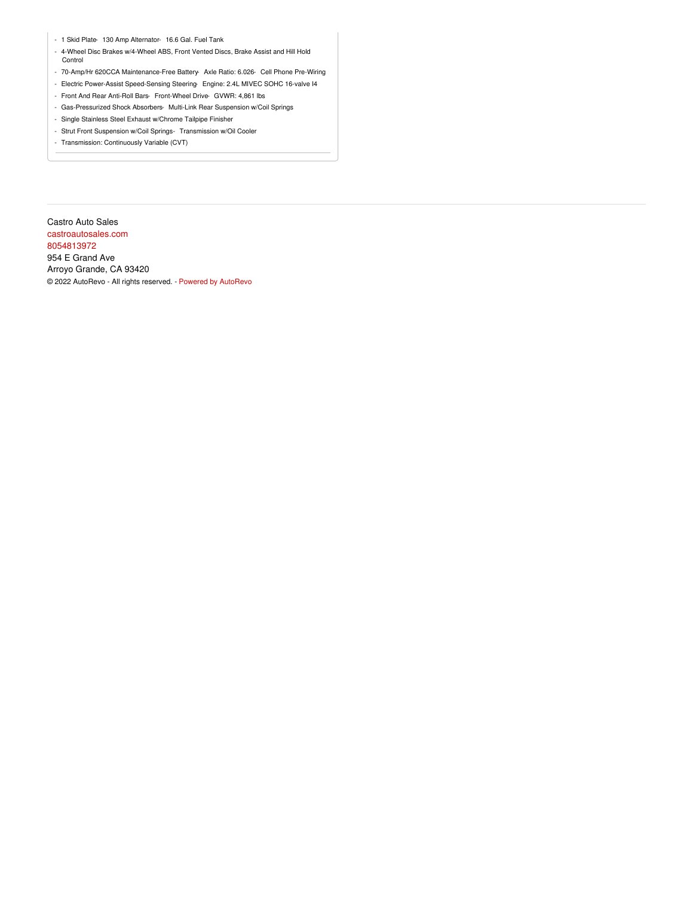- 1 Skid Plate- 130 Amp Alternator- 16.6 Gal. Fuel Tank
- 4-Wheel Disc Brakes w/4-Wheel ABS, Front Vented Discs, Brake Assist and Hill Hold Control
- 70-Amp/Hr 620CCA Maintenance-Free Battery- Axle Ratio: 6.026- Cell Phone Pre-Wiring
- Electric Power-Assist Speed-Sensing Steering- Engine: 2.4L MIVEC SOHC 16-valve I4
- Front And Rear Anti-Roll Bars- Front-Wheel Drive- GVWR: 4,861 lbs
- Gas-Pressurized Shock Absorbers- Multi-Link Rear Suspension w/Coil Springs
- Single Stainless Steel Exhaust w/Chrome Tailpipe Finisher
- Strut Front Suspension w/Coil Springs- Transmission w/Oil Cooler
- Transmission: Continuously Variable (CVT)

---

Castro Auto Sales
castroautosales.com
8054813972
954 E Grand Ave
Arroyo Grande, CA 93420
© 2022 AutoRevo - All rights reserved. - Powered by AutoRevo